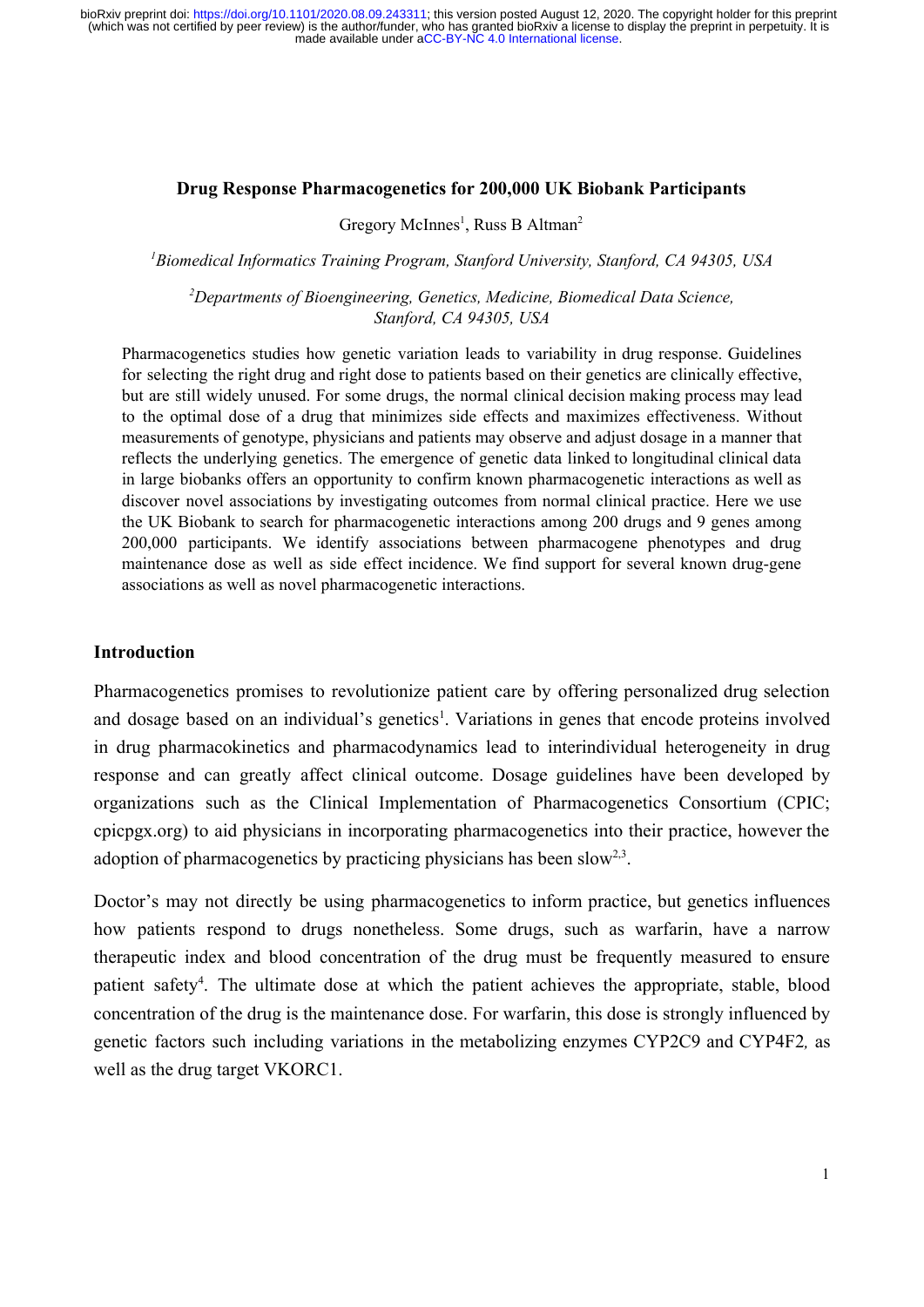# Drug Response Pharmacogenetics for 200,000 UK Biobank Participants

Gregory McInnes[1], Russ B Altman[2]

[1]*Biomedical Informatics Training Program, Stanford University, Stanford, CA 94305, USA*

[2]*Departments of Bioengineering, Genetics, Medicine, Biomedical Data Science, Stanford, CA 94305, USA*

Pharmacogenetics studies how genetic variation leads to variability in drug response. Guidelines for selecting the right drug and right dose to patients based on their genetics are clinically effective, but are still widely unused. For some drugs, the normal clinical decision making process may lead to the optimal dose of a drug that minimizes side effects and maximizes effectiveness. Without measurements of genotype, physicians and patients may observe and adjust dosage in a manner that reflects the underlying genetics. The emergence of genetic data linked to longitudinal clinical data in large biobanks offers an opportunity to confirm known pharmacogenetic interactions as well as discover novel associations by investigating outcomes from normal clinical practice. Here we use the UK Biobank to search for pharmacogenetic interactions among 200 drugs and 9 genes among 200,000 participants. We identify associations between pharmacogene phenotypes and drug maintenance dose as well as side effect incidence. We find support for several known drug-gene associations as well as novel pharmacogenetic interactions.

## Introduction

Pharmacogenetics promises to revolutionize patient care by offering personalized drug selection and dosage based on an individual's genetics[1]. Variations in genes that encode proteins involved in drug pharmacokinetics and pharmacodynamics lead to interindividual heterogeneity in drug response and can greatly affect clinical outcome. Dosage guidelines have been developed by organizations such as the Clinical Implementation of Pharmacogenetics Consortium (CPIC; cpicpgx.org) to aid physicians in incorporating pharmacogenetics into their practice, however the adoption of pharmacogenetics by practicing physicians has been slow[2,3].

Doctor's may not directly be using pharmacogenetics to inform practice, but genetics influences how patients respond to drugs nonetheless. Some drugs, such as warfarin, have a narrow therapeutic index and blood concentration of the drug must be frequently measured to ensure patient safety[4]. The ultimate dose at which the patient achieves the appropriate, stable, blood concentration of the drug is the maintenance dose. For warfarin, this dose is strongly influenced by genetic factors such including variations in the metabolizing enzymes CYP2C9 and CYP4F2*,* as well as the drug target VKORC1.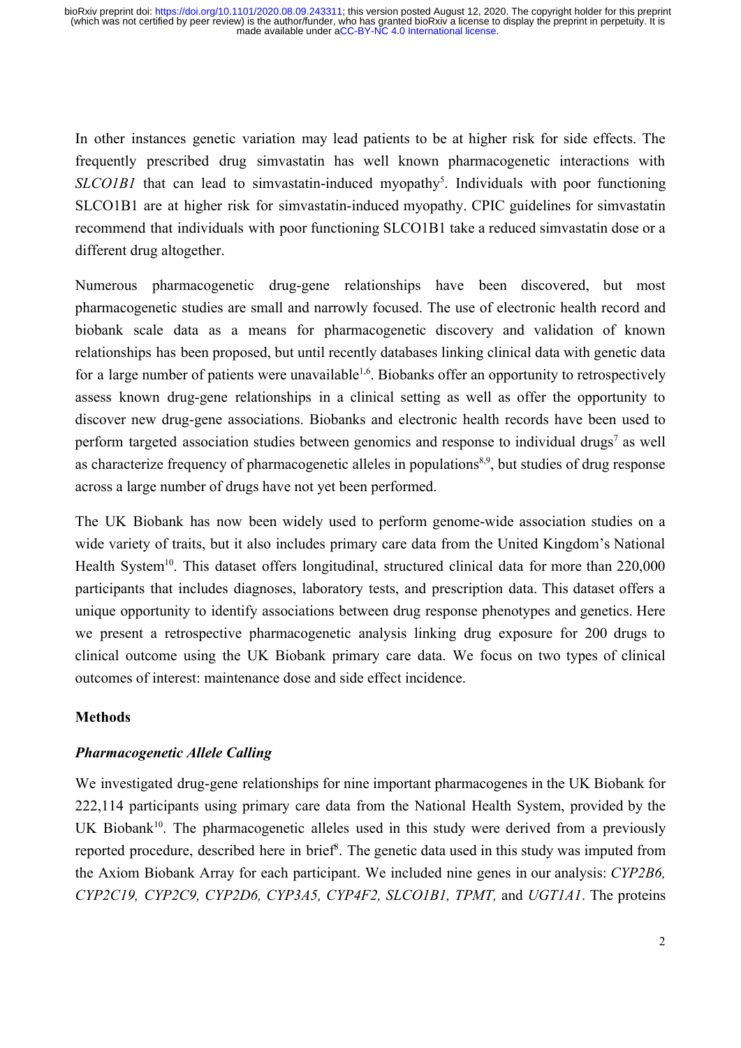In other instances genetic variation may lead patients to be at higher risk for side effects. The frequently prescribed drug simvastatin has well known pharmacogenetic interactions with *SLCO1B1* that can lead to simvastatin-induced myopathy[5]. Individuals with poor functioning SLCO1B1 are at higher risk for simvastatin-induced myopathy. CPIC guidelines for simvastatin recommend that individuals with poor functioning SLCO1B1 take a reduced simvastatin dose or a different drug altogether.

Numerous pharmacogenetic drug-gene relationships have been discovered, but most pharmacogenetic studies are small and narrowly focused. The use of electronic health record and biobank scale data as a means for pharmacogenetic discovery and validation of known relationships has been proposed, but until recently databases linking clinical data with genetic data for a large number of patients were unavailable[1,6]. Biobanks offer an opportunity to retrospectively assess known drug-gene relationships in a clinical setting as well as offer the opportunity to discover new drug-gene associations. Biobanks and electronic health records have been used to perform targeted association studies between genomics and response to individual drugs[7] as well as characterize frequency of pharmacogenetic alleles in populations[8,9], but studies of drug response across a large number of drugs have not yet been performed.

The UK Biobank has now been widely used to perform genome-wide association studies on a wide variety of traits, but it also includes primary care data from the United Kingdom's National Health System[10]. This dataset offers longitudinal, structured clinical data for more than 220,000 participants that includes diagnoses, laboratory tests, and prescription data. This dataset offers a unique opportunity to identify associations between drug response phenotypes and genetics. Here we present a retrospective pharmacogenetic analysis linking drug exposure for 200 drugs to clinical outcome using the UK Biobank primary care data. We focus on two types of clinical outcomes of interest: maintenance dose and side effect incidence.

## Methods

### *Pharmacogenetic Allele Calling*

We investigated drug-gene relationships for nine important pharmacogenes in the UK Biobank for 222,114 participants using primary care data from the National Health System, provided by the UK Biobank[10]. The pharmacogenetic alleles used in this study were derived from a previously reported procedure, described here in brief[8]. The genetic data used in this study was imputed from the Axiom Biobank Array for each participant. We included nine genes in our analysis: *CYP2B6, CYP2C19, CYP2C9, CYP2D6, CYP3A5, CYP4F2, SLCO1B1, TPMT,* and *UGT1A1*. The proteins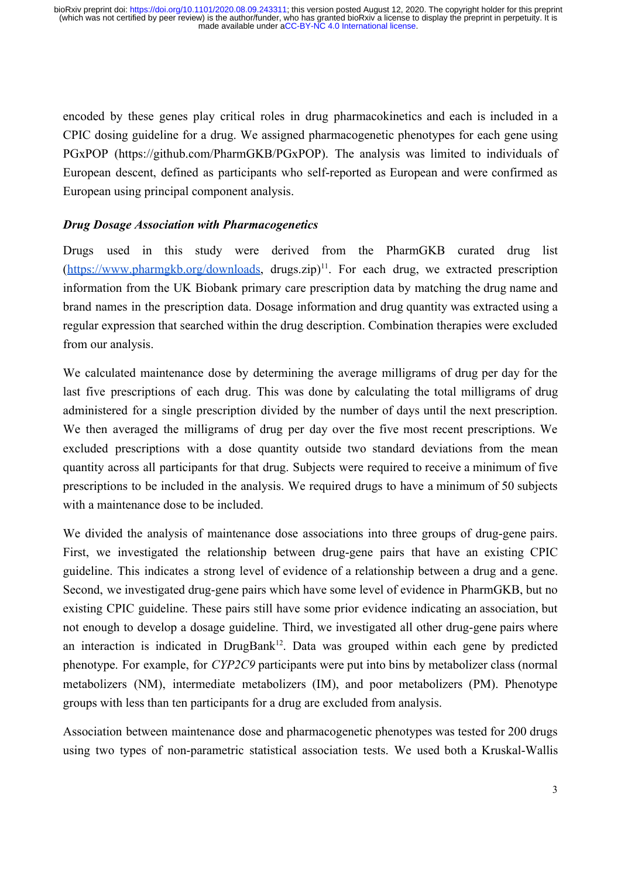encoded by these genes play critical roles in drug pharmacokinetics and each is included in a CPIC dosing guideline for a drug. We assigned pharmacogenetic phenotypes for each gene using PGxPOP (https://github.com/PharmGKB/PGxPOP). The analysis was limited to individuals of European descent, defined as participants who self-reported as European and were confirmed as European using principal component analysis.

### *Drug Dosage Association with Pharmacogenetics*

Drugs used in this study were derived from the PharmGKB curated drug list (https://www.pharmgkb.org/downloads, drugs.zip)[11]. For each drug, we extracted prescription information from the UK Biobank primary care prescription data by matching the drug name and brand names in the prescription data. Dosage information and drug quantity was extracted using a regular expression that searched within the drug description. Combination therapies were excluded from our analysis.

We calculated maintenance dose by determining the average milligrams of drug per day for the last five prescriptions of each drug. This was done by calculating the total milligrams of drug administered for a single prescription divided by the number of days until the next prescription. We then averaged the milligrams of drug per day over the five most recent prescriptions. We excluded prescriptions with a dose quantity outside two standard deviations from the mean quantity across all participants for that drug. Subjects were required to receive a minimum of five prescriptions to be included in the analysis. We required drugs to have a minimum of 50 subjects with a maintenance dose to be included.

We divided the analysis of maintenance dose associations into three groups of drug-gene pairs. First, we investigated the relationship between drug-gene pairs that have an existing CPIC guideline. This indicates a strong level of evidence of a relationship between a drug and a gene. Second, we investigated drug-gene pairs which have some level of evidence in PharmGKB, but no existing CPIC guideline. These pairs still have some prior evidence indicating an association, but not enough to develop a dosage guideline. Third, we investigated all other drug-gene pairs where an interaction is indicated in DrugBank[12]. Data was grouped within each gene by predicted phenotype. For example, for *CYP2C9* participants were put into bins by metabolizer class (normal metabolizers (NM), intermediate metabolizers (IM), and poor metabolizers (PM). Phenotype groups with less than ten participants for a drug are excluded from analysis.

Association between maintenance dose and pharmacogenetic phenotypes was tested for 200 drugs using two types of non-parametric statistical association tests. We used both a Kruskal-Wallis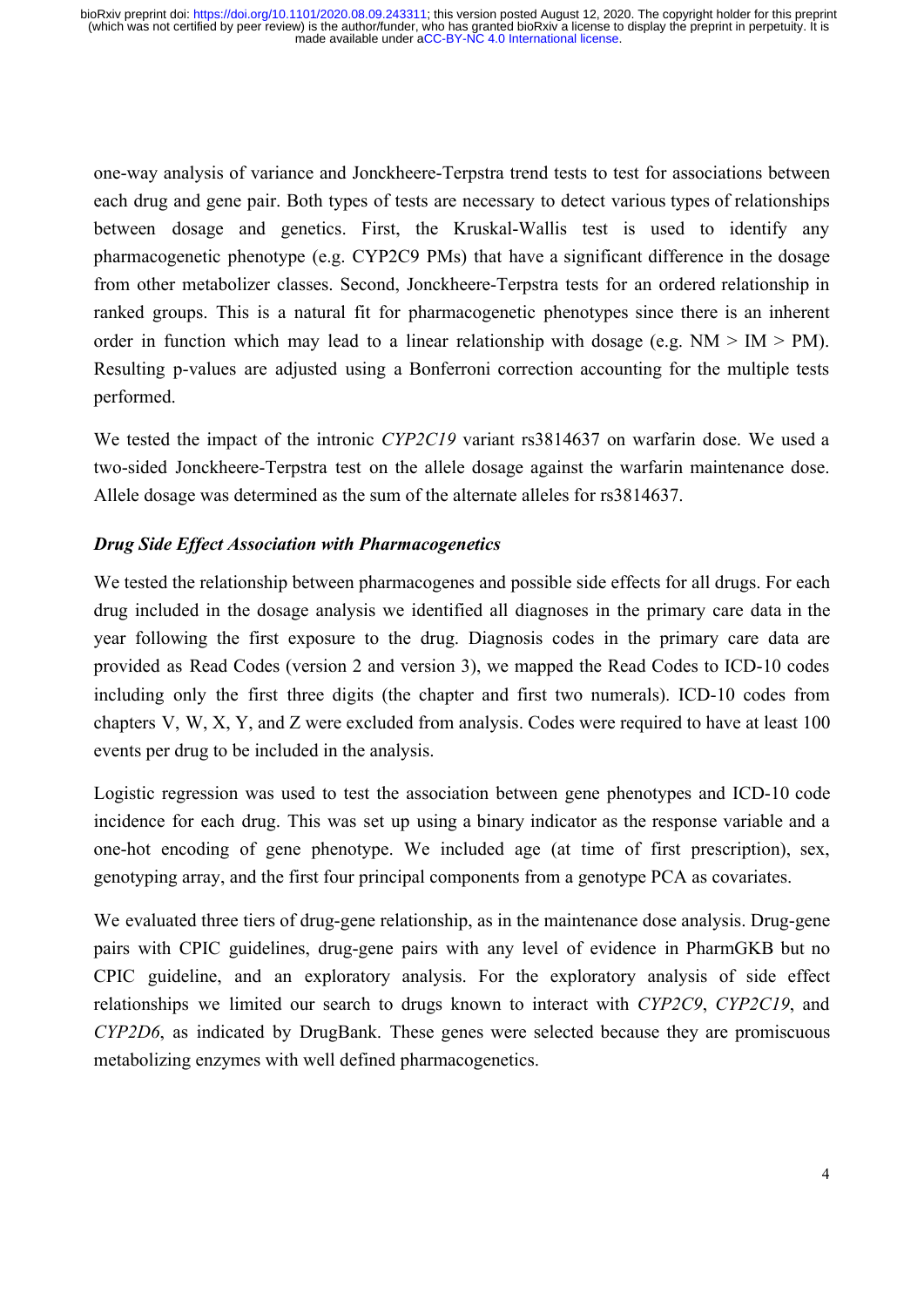one-way analysis of variance and Jonckheere-Terpstra trend tests to test for associations between each drug and gene pair. Both types of tests are necessary to detect various types of relationships between dosage and genetics. First, the Kruskal-Wallis test is used to identify any pharmacogenetic phenotype (e.g. CYP2C9 PMs) that have a significant difference in the dosage from other metabolizer classes. Second, Jonckheere-Terpstra tests for an ordered relationship in ranked groups. This is a natural fit for pharmacogenetic phenotypes since there is an inherent order in function which may lead to a linear relationship with dosage (e.g. NM > IM > PM). Resulting p-values are adjusted using a Bonferroni correction accounting for the multiple tests performed.

We tested the impact of the intronic *CYP2C19* variant rs3814637 on warfarin dose. We used a two-sided Jonckheere-Terpstra test on the allele dosage against the warfarin maintenance dose. Allele dosage was determined as the sum of the alternate alleles for rs3814637.

### *Drug Side Effect Association with Pharmacogenetics*

We tested the relationship between pharmacogenes and possible side effects for all drugs. For each drug included in the dosage analysis we identified all diagnoses in the primary care data in the year following the first exposure to the drug. Diagnosis codes in the primary care data are provided as Read Codes (version 2 and version 3), we mapped the Read Codes to ICD-10 codes including only the first three digits (the chapter and first two numerals). ICD-10 codes from chapters V, W, X, Y, and Z were excluded from analysis. Codes were required to have at least 100 events per drug to be included in the analysis.

Logistic regression was used to test the association between gene phenotypes and ICD-10 code incidence for each drug. This was set up using a binary indicator as the response variable and a one-hot encoding of gene phenotype. We included age (at time of first prescription), sex, genotyping array, and the first four principal components from a genotype PCA as covariates.

We evaluated three tiers of drug-gene relationship, as in the maintenance dose analysis. Drug-gene pairs with CPIC guidelines, drug-gene pairs with any level of evidence in PharmGKB but no CPIC guideline, and an exploratory analysis. For the exploratory analysis of side effect relationships we limited our search to drugs known to interact with *CYP2C9*, *CYP2C19*, and *CYP2D6*, as indicated by DrugBank. These genes were selected because they are promiscuous metabolizing enzymes with well defined pharmacogenetics.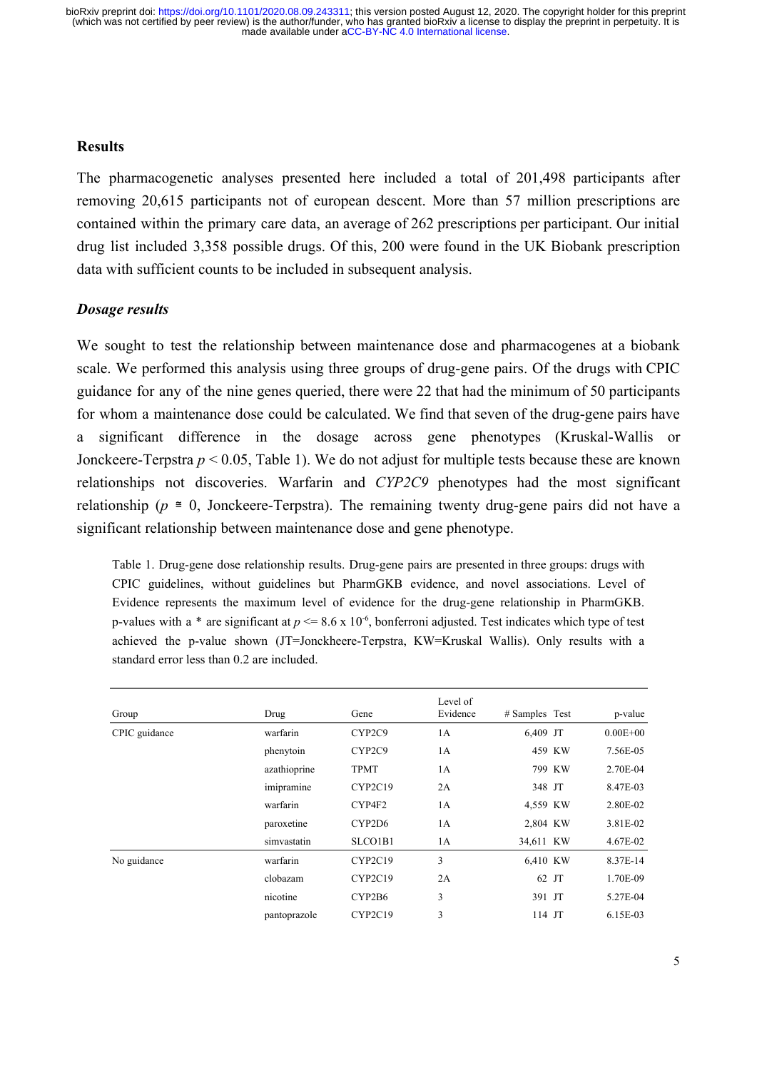## Results

The pharmacogenetic analyses presented here included a total of 201,498 participants after removing 20,615 participants not of european descent. More than 57 million prescriptions are contained within the primary care data, an average of 262 prescriptions per participant. Our initial drug list included 3,358 possible drugs. Of this, 200 were found in the UK Biobank prescription data with sufficient counts to be included in subsequent analysis.

### *Dosage results*

We sought to test the relationship between maintenance dose and pharmacogenes at a biobank scale. We performed this analysis using three groups of drug-gene pairs. Of the drugs with CPIC guidance for any of the nine genes queried, there were 22 that had the minimum of 50 participants for whom a maintenance dose could be calculated. We find that seven of the drug-gene pairs have a significant difference in the dosage across gene phenotypes (Kruskal-Wallis or Jonckeere-Terpstra $p < 0.05$, Table 1). We do not adjust for multiple tests because these are known relationships not discoveries. Warfarin and *CYP2C9* phenotypes had the most significant relationship ($p \cong 0$, Jonckeere-Terpstra). The remaining twenty drug-gene pairs did not have a significant relationship between maintenance dose and gene phenotype.

Table 1. Drug-gene dose relationship results. Drug-gene pairs are presented in three groups: drugs with CPIC guidelines, without guidelines but PharmGKB evidence, and novel associations. Level of Evidence represents the maximum level of evidence for the drug-gene relationship in PharmGKB. p-values with a * are significant at $p <= 8.6 \times 10^{-6}$, bonferroni adjusted. Test indicates which type of test achieved the p-value shown (JT=Jonckheere-Terpstra, KW=Kruskal Wallis). Only results with a standard error less than 0.2 are included.

| Group | Drug | Gene | Level of Evidence | # Samples | Test | p-value |
|---|---|---|---|---|---|---|
| CPIC guidance | warfarin | CYP2C9 | 1A | 6,409 | JT | 0.00E+00 |
| | phenytoin | CYP2C9 | 1A | 459 | KW | 7.56E-05 |
| | azathioprine | TPMT | 1A | 799 | KW | 2.70E-04 |
| | imipramine | CYP2C19 | 2A | 348 | JT | 8.47E-03 |
| | warfarin | CYP4F2 | 1A | 4,559 | KW | 2.80E-02 |
| | paroxetine | CYP2D6 | 1A | 2,804 | KW | 3.81E-02 |
| | simvastatin | SLCO1B1 | 1A | 34,611 | KW | 4.67E-02 |
| No guidance | warfarin | CYP2C19 | 3 | 6,410 | KW | 8.37E-14 |
| | clobazam | CYP2C19 | 2A | 62 | JT | 1.70E-09 |
| | nicotine | CYP2B6 | 3 | 391 | JT | 5.27E-04 |
| | pantoprazole | CYP2C19 | 3 | 114 | JT | 6.15E-03 |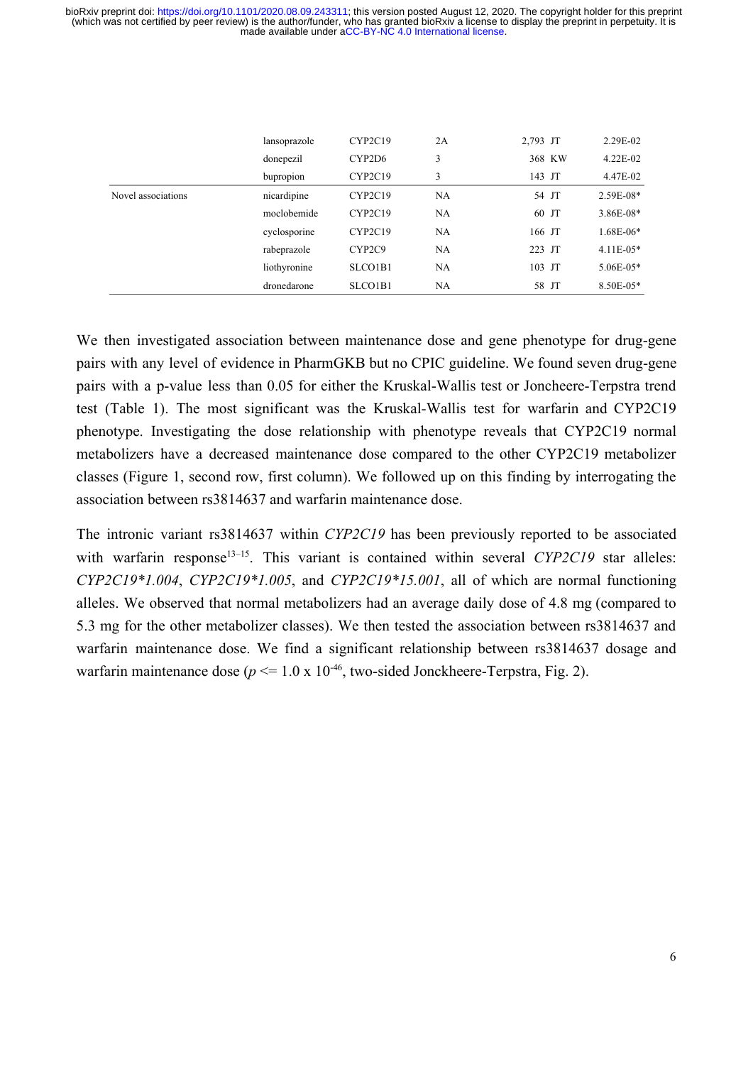| | | | | | | |
|---|---|---|---|---|---|---|
| | lansoprazole | CYP2C19 | 2A | 2,793 | JT | 2.29E-02 |
| | donepezil | CYP2D6 | 3 | 368 | KW | 4.22E-02 |
| | bupropion | CYP2C19 | 3 | 143 | JT | 4.47E-02 |
| Novel associations | nicardipine | CYP2C19 | NA | 54 | JT | 2.59E-08* |
| | moclobemide | CYP2C19 | NA | 60 | JT | 3.86E-08* |
| | cyclosporine | CYP2C19 | NA | 166 | JT | 1.68E-06* |
| | rabeprazole | CYP2C9 | NA | 223 | JT | 4.11E-05* |
| | liothyronine | SLCO1B1 | NA | 103 | JT | 5.06E-05* |
| | dronedarone | SLCO1B1 | NA | 58 | JT | 8.50E-05* |

We then investigated association between maintenance dose and gene phenotype for drug-gene pairs with any level of evidence in PharmGKB but no CPIC guideline. We found seven drug-gene pairs with a p-value less than 0.05 for either the Kruskal-Wallis test or Joncheere-Terpstra trend test (Table 1). The most significant was the Kruskal-Wallis test for warfarin and CYP2C19 phenotype. Investigating the dose relationship with phenotype reveals that CYP2C19 normal metabolizers have a decreased maintenance dose compared to the other CYP2C19 metabolizer classes (Figure 1, second row, first column). We followed up on this finding by interrogating the association between rs3814637 and warfarin maintenance dose.

The intronic variant rs3814637 within *CYP2C19* has been previously reported to be associated with warfarin response[13–15]. This variant is contained within several *CYP2C19* star alleles: *CYP2C19*1.004*, *CYP2C19*1.005*, and *CYP2C19*15.001*, all of which are normal functioning alleles. We observed that normal metabolizers had an average daily dose of 4.8 mg (compared to 5.3 mg for the other metabolizer classes). We then tested the association between rs3814637 and warfarin maintenance dose. We find a significant relationship between rs3814637 dosage and warfarin maintenance dose ($p \leq 1.0 \times 10^{-46}$, two-sided Jonckheere-Terpstra, Fig. 2).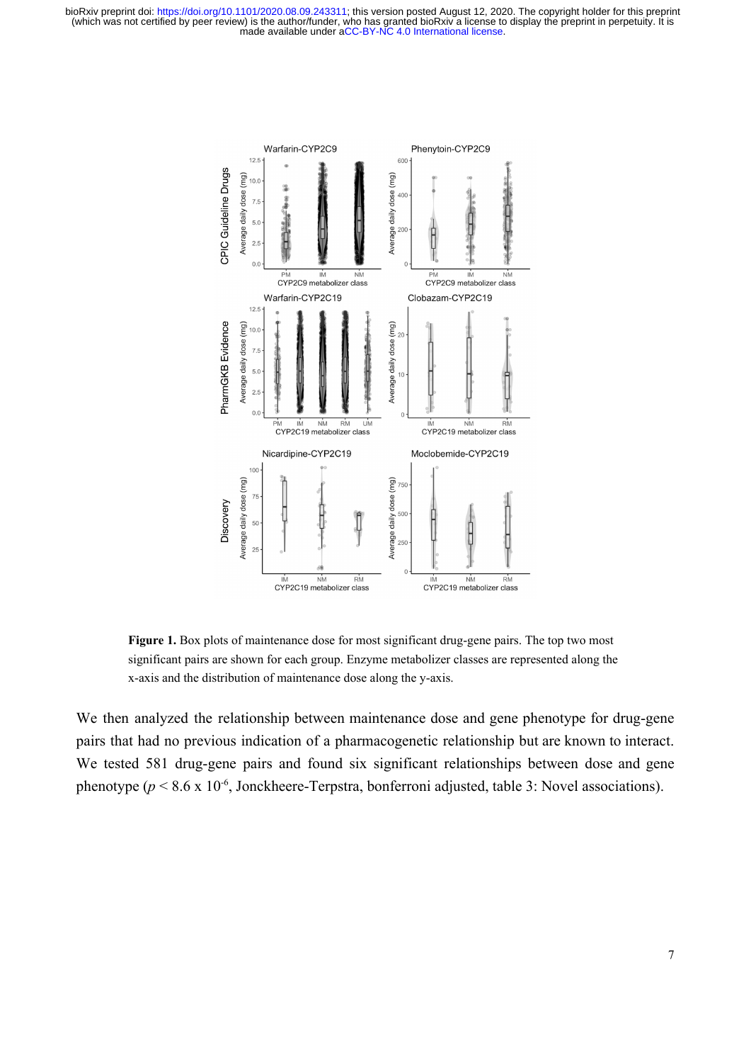**Figure 1.** Box plots of maintenance dose for most significant drug-gene pairs. The top two most significant pairs are shown for each group. Enzyme metabolizer classes are represented along the x-axis and the distribution of maintenance dose along the y-axis.

We then analyzed the relationship between maintenance dose and gene phenotype for drug-gene pairs that had no previous indication of a pharmacogenetic relationship but are known to interact. We tested 581 drug-gene pairs and found six significant relationships between dose and gene phenotype ($p < 8.6 \times 10^{-6}$, Jonckheere-Terpstra, bonferroni adjusted, table 3: Novel associations).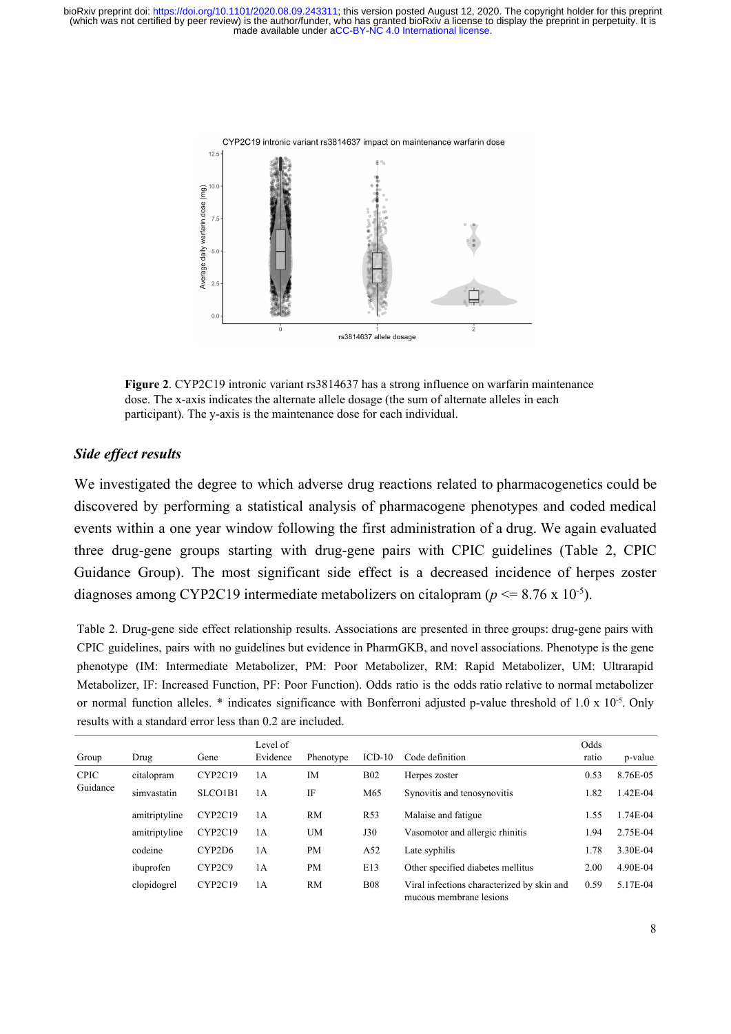**Figure 2**. CYP2C19 intronic variant rs3814637 has a strong influence on warfarin maintenance dose. The x-axis indicates the alternate allele dosage (the sum of alternate alleles in each participant). The y-axis is the maintenance dose for each individual.

### *Side effect results*

We investigated the degree to which adverse drug reactions related to pharmacogenetics could be discovered by performing a statistical analysis of pharmacogene phenotypes and coded medical events within a one year window following the first administration of a drug. We again evaluated three drug-gene groups starting with drug-gene pairs with CPIC guidelines (Table 2, CPIC Guidance Group). The most significant side effect is a decreased incidence of herpes zoster diagnoses among CYP2C19 intermediate metabolizers on citalopram ($p <= 8.76 \times 10^{-5}$).

Table 2. Drug-gene side effect relationship results. Associations are presented in three groups: drug-gene pairs with CPIC guidelines, pairs with no guidelines but evidence in PharmGKB, and novel associations. Phenotype is the gene phenotype (IM: Intermediate Metabolizer, PM: Poor Metabolizer, RM: Rapid Metabolizer, UM: Ultrarapid Metabolizer, IF: Increased Function, PF: Poor Function). Odds ratio is the odds ratio relative to normal metabolizer or normal function alleles. * indicates significance with Bonferroni adjusted p-value threshold of $1.0 \times 10^{-5}$. Only results with a standard error less than 0.2 are included.

| Group | Drug | Gene | Level of Evidence | Phenotype | ICD-10 | Code definition | Odds ratio | p-value |
|---|---|---|---|---|---|---|---|---|
| CPIC Guidance | citalopram | CYP2C19 | 1A | IM | B02 | Herpes zoster | 0.53 | 8.76E-05 |
| | simvastatin | SLCO1B1 | 1A | IF | M65 | Synovitis and tenosynovitis | 1.82 | 1.42E-04 |
| | amitriptyline | CYP2C19 | 1A | RM | R53 | Malaise and fatigue | 1.55 | 1.74E-04 |
| | amitriptyline | CYP2C19 | 1A | UM | J30 | Vasomotor and allergic rhinitis | 1.94 | 2.75E-04 |
| | codeine | CYP2D6 | 1A | PM | A52 | Late syphilis | 1.78 | 3.30E-04 |
| | ibuprofen | CYP2C9 | 1A | PM | E13 | Other specified diabetes mellitus | 2.00 | 4.90E-04 |
| | clopidogrel | CYP2C19 | 1A | RM | B08 | Viral infections characterized by skin and mucous membrane lesions | 0.59 | 5.17E-04 |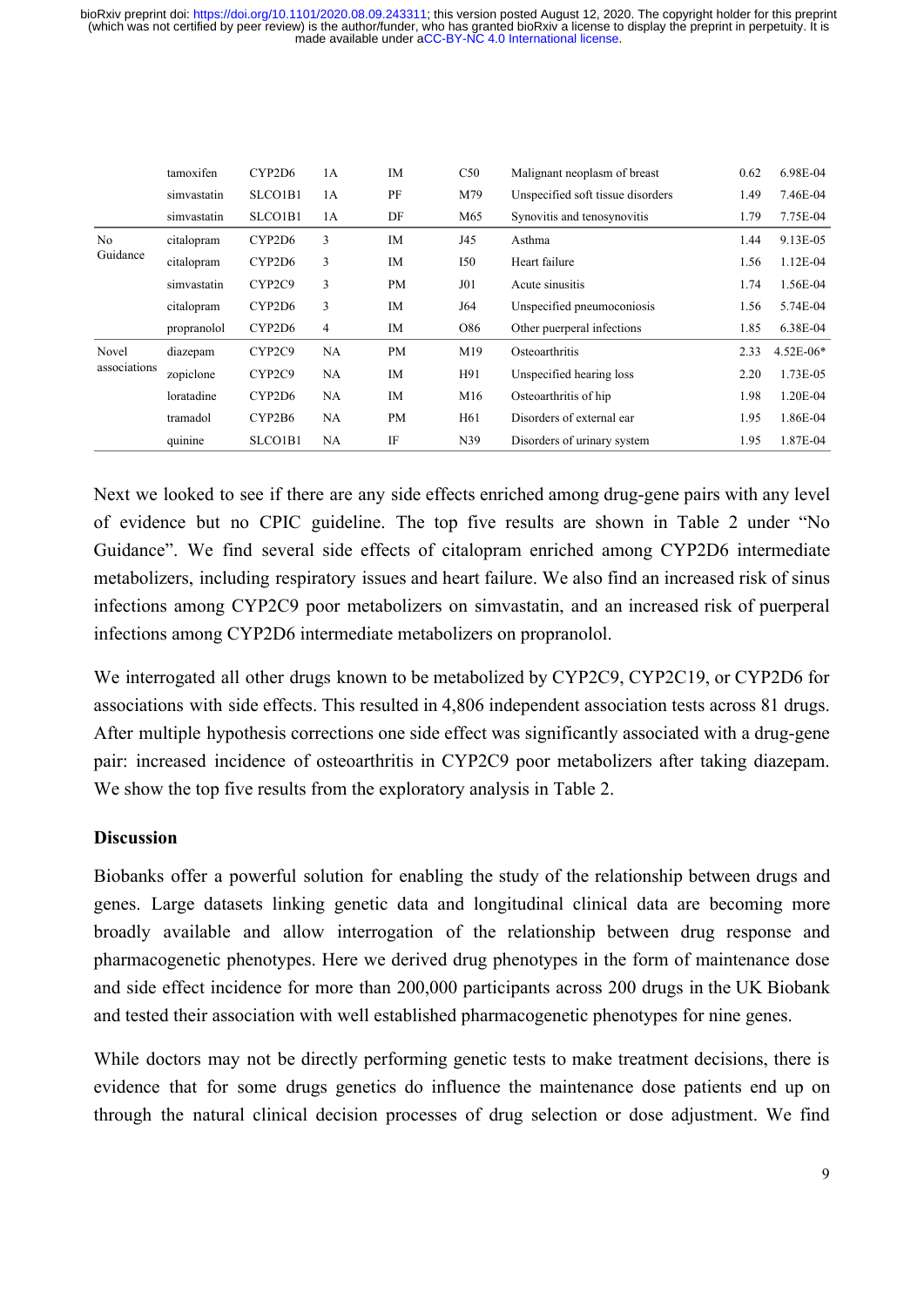|  | tamoxifen | CYP2D6 | 1A | IM | C50 | Malignant neoplasm of breast | 0.62 | 6.98E-04 |
|---|---|---|---|---|---|---|---|---|
|  | simvastatin | SLCO1B1 | 1A | PF | M79 | Unspecified soft tissue disorders | 1.49 | 7.46E-04 |
|  | simvastatin | SLCO1B1 | 1A | DF | M65 | Synovitis and tenosynovitis | 1.79 | 7.75E-04 |
| No Guidance | citalopram | CYP2D6 | 3 | IM | J45 | Asthma | 1.44 | 9.13E-05 |
|  | citalopram | CYP2D6 | 3 | IM | I50 | Heart failure | 1.56 | 1.12E-04 |
|  | simvastatin | CYP2C9 | 3 | PM | J01 | Acute sinusitis | 1.74 | 1.56E-04 |
|  | citalopram | CYP2D6 | 3 | IM | J64 | Unspecified pneumoconiosis | 1.56 | 5.74E-04 |
|  | propranolol | CYP2D6 | 4 | IM | O86 | Other puerperal infections | 1.85 | 6.38E-04 |
| Novel associations | diazepam | CYP2C9 | NA | PM | M19 | Osteoarthritis | 2.33 | 4.52E-06* |
|  | zopiclone | CYP2C9 | NA | IM | H91 | Unspecified hearing loss | 2.20 | 1.73E-05 |
|  | loratadine | CYP2D6 | NA | IM | M16 | Osteoarthritis of hip | 1.98 | 1.20E-04 |
|  | tramadol | CYP2B6 | NA | PM | H61 | Disorders of external ear | 1.95 | 1.86E-04 |
|  | quinine | SLCO1B1 | NA | IF | N39 | Disorders of urinary system | 1.95 | 1.87E-04 |

Next we looked to see if there are any side effects enriched among drug-gene pairs with any level of evidence but no CPIC guideline. The top five results are shown in Table 2 under "No Guidance". We find several side effects of citalopram enriched among CYP2D6 intermediate metabolizers, including respiratory issues and heart failure. We also find an increased risk of sinus infections among CYP2C9 poor metabolizers on simvastatin, and an increased risk of puerperal infections among CYP2D6 intermediate metabolizers on propranolol.

We interrogated all other drugs known to be metabolized by CYP2C9, CYP2C19, or CYP2D6 for associations with side effects. This resulted in 4,806 independent association tests across 81 drugs. After multiple hypothesis corrections one side effect was significantly associated with a drug-gene pair: increased incidence of osteoarthritis in CYP2C9 poor metabolizers after taking diazepam. We show the top five results from the exploratory analysis in Table 2.

**Discussion**

Biobanks offer a powerful solution for enabling the study of the relationship between drugs and genes. Large datasets linking genetic data and longitudinal clinical data are becoming more broadly available and allow interrogation of the relationship between drug response and pharmacogenetic phenotypes. Here we derived drug phenotypes in the form of maintenance dose and side effect incidence for more than 200,000 participants across 200 drugs in the UK Biobank and tested their association with well established pharmacogenetic phenotypes for nine genes.

While doctors may not be directly performing genetic tests to make treatment decisions, there is evidence that for some drugs genetics do influence the maintenance dose patients end up on through the natural clinical decision processes of drug selection or dose adjustment. We find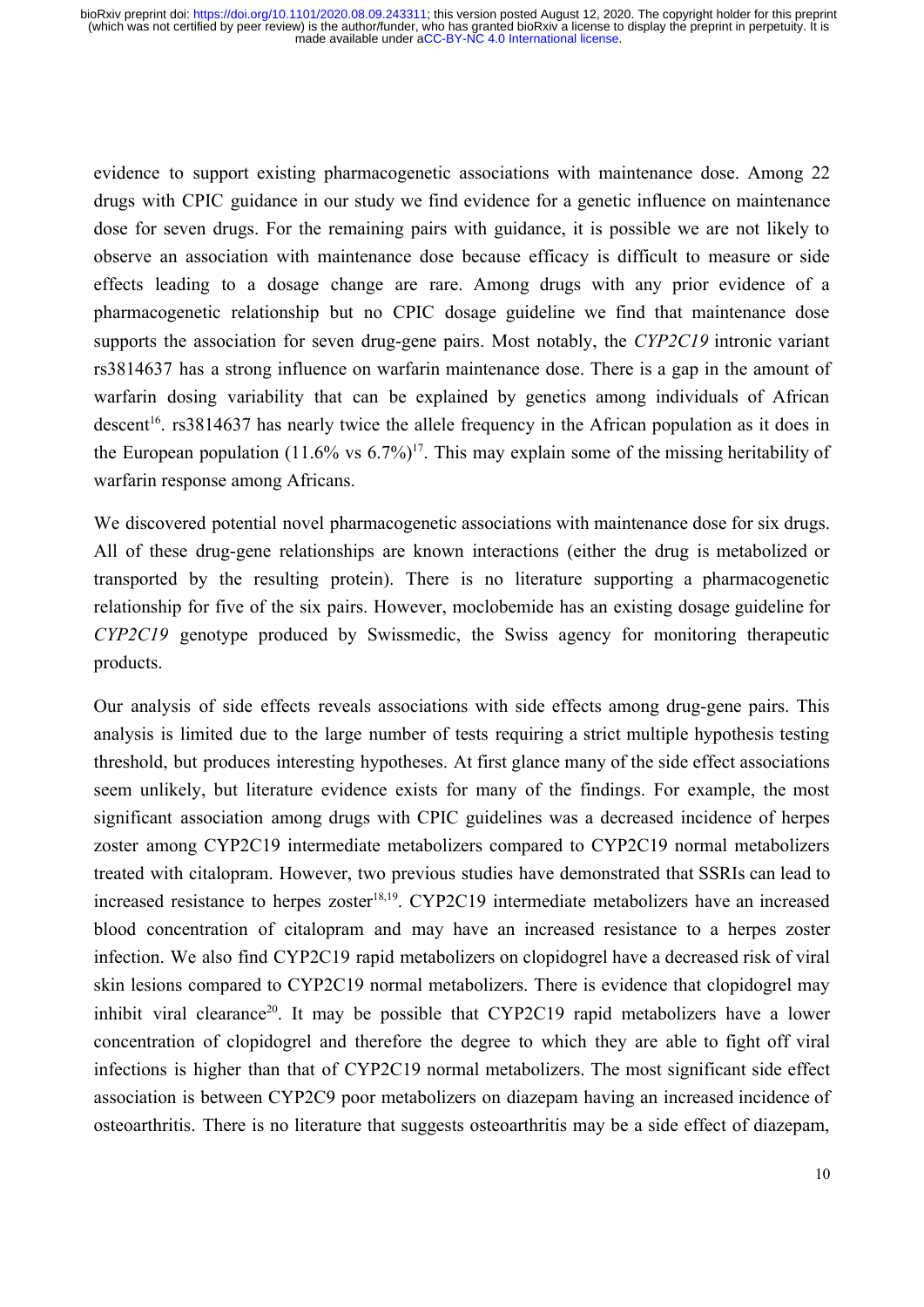evidence to support existing pharmacogenetic associations with maintenance dose. Among 22 drugs with CPIC guidance in our study we find evidence for a genetic influence on maintenance dose for seven drugs. For the remaining pairs with guidance, it is possible we are not likely to observe an association with maintenance dose because efficacy is difficult to measure or side effects leading to a dosage change are rare. Among drugs with any prior evidence of a pharmacogenetic relationship but no CPIC dosage guideline we find that maintenance dose supports the association for seven drug-gene pairs. Most notably, the *CYP2C19* intronic variant rs3814637 has a strong influence on warfarin maintenance dose. There is a gap in the amount of warfarin dosing variability that can be explained by genetics among individuals of African descent[16]. rs3814637 has nearly twice the allele frequency in the African population as it does in the European population (11.6% vs 6.7%)[17]. This may explain some of the missing heritability of warfarin response among Africans.

We discovered potential novel pharmacogenetic associations with maintenance dose for six drugs. All of these drug-gene relationships are known interactions (either the drug is metabolized or transported by the resulting protein). There is no literature supporting a pharmacogenetic relationship for five of the six pairs. However, moclobemide has an existing dosage guideline for *CYP2C19* genotype produced by Swissmedic, the Swiss agency for monitoring therapeutic products.

Our analysis of side effects reveals associations with side effects among drug-gene pairs. This analysis is limited due to the large number of tests requiring a strict multiple hypothesis testing threshold, but produces interesting hypotheses. At first glance many of the side effect associations seem unlikely, but literature evidence exists for many of the findings. For example, the most significant association among drugs with CPIC guidelines was a decreased incidence of herpes zoster among CYP2C19 intermediate metabolizers compared to CYP2C19 normal metabolizers treated with citalopram. However, two previous studies have demonstrated that SSRIs can lead to increased resistance to herpes zoster[18,19]. CYP2C19 intermediate metabolizers have an increased blood concentration of citalopram and may have an increased resistance to a herpes zoster infection. We also find CYP2C19 rapid metabolizers on clopidogrel have a decreased risk of viral skin lesions compared to CYP2C19 normal metabolizers. There is evidence that clopidogrel may inhibit viral clearance[20]. It may be possible that CYP2C19 rapid metabolizers have a lower concentration of clopidogrel and therefore the degree to which they are able to fight off viral infections is higher than that of CYP2C19 normal metabolizers. The most significant side effect association is between CYP2C9 poor metabolizers on diazepam having an increased incidence of osteoarthritis. There is no literature that suggests osteoarthritis may be a side effect of diazepam,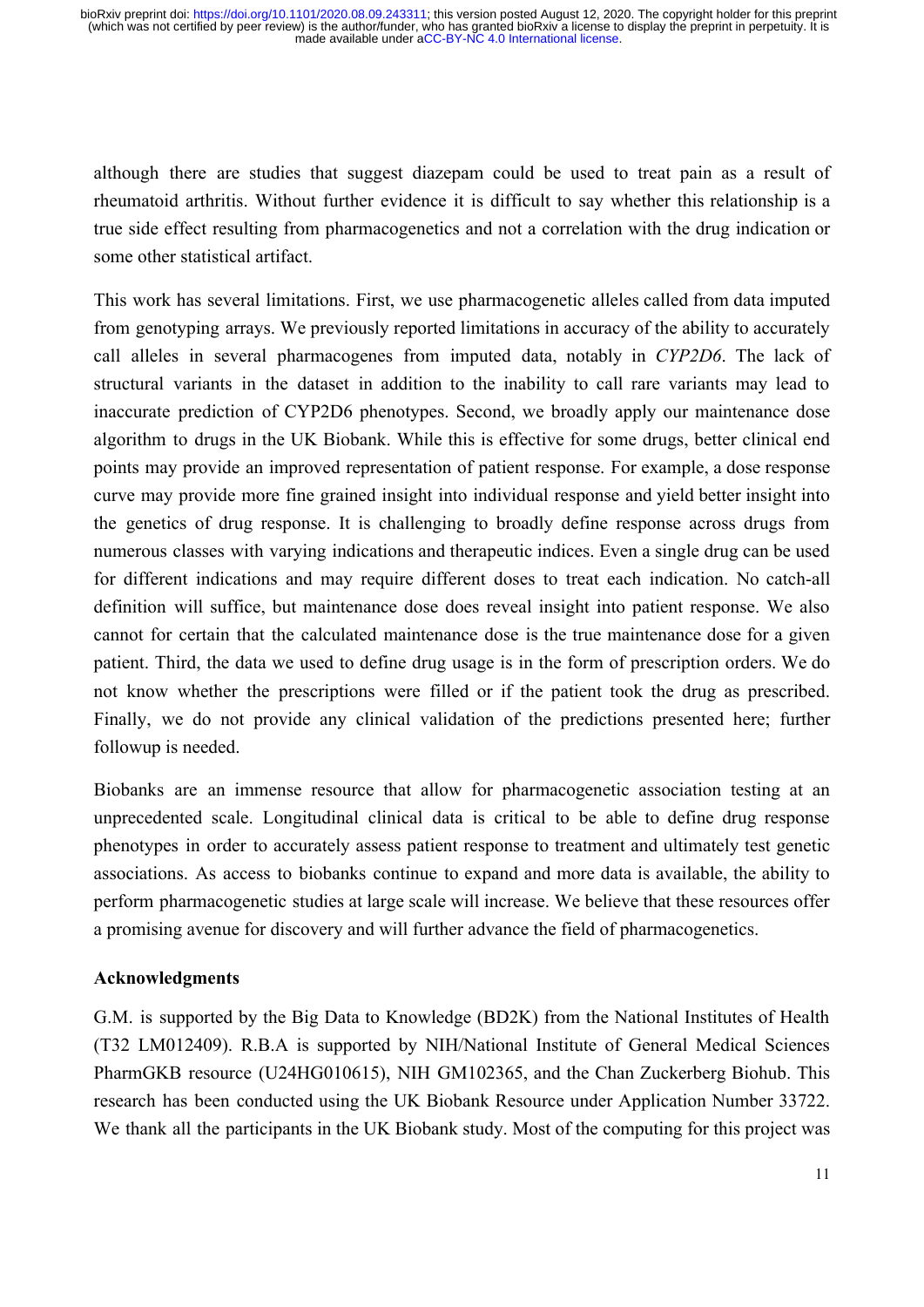although there are studies that suggest diazepam could be used to treat pain as a result of rheumatoid arthritis. Without further evidence it is difficult to say whether this relationship is a true side effect resulting from pharmacogenetics and not a correlation with the drug indication or some other statistical artifact.

This work has several limitations. First, we use pharmacogenetic alleles called from data imputed from genotyping arrays. We previously reported limitations in accuracy of the ability to accurately call alleles in several pharmacogenes from imputed data, notably in *CYP2D6*. The lack of structural variants in the dataset in addition to the inability to call rare variants may lead to inaccurate prediction of CYP2D6 phenotypes. Second, we broadly apply our maintenance dose algorithm to drugs in the UK Biobank. While this is effective for some drugs, better clinical end points may provide an improved representation of patient response. For example, a dose response curve may provide more fine grained insight into individual response and yield better insight into the genetics of drug response. It is challenging to broadly define response across drugs from numerous classes with varying indications and therapeutic indices. Even a single drug can be used for different indications and may require different doses to treat each indication. No catch-all definition will suffice, but maintenance dose does reveal insight into patient response. We also cannot for certain that the calculated maintenance dose is the true maintenance dose for a given patient. Third, the data we used to define drug usage is in the form of prescription orders. We do not know whether the prescriptions were filled or if the patient took the drug as prescribed. Finally, we do not provide any clinical validation of the predictions presented here; further followup is needed.

Biobanks are an immense resource that allow for pharmacogenetic association testing at an unprecedented scale. Longitudinal clinical data is critical to be able to define drug response phenotypes in order to accurately assess patient response to treatment and ultimately test genetic associations. As access to biobanks continue to expand and more data is available, the ability to perform pharmacogenetic studies at large scale will increase. We believe that these resources offer a promising avenue for discovery and will further advance the field of pharmacogenetics.

## Acknowledgments

G.M. is supported by the Big Data to Knowledge (BD2K) from the National Institutes of Health (T32 LM012409). R.B.A is supported by NIH/National Institute of General Medical Sciences PharmGKB resource (U24HG010615), NIH GM102365, and the Chan Zuckerberg Biohub. This research has been conducted using the UK Biobank Resource under Application Number 33722. We thank all the participants in the UK Biobank study. Most of the computing for this project was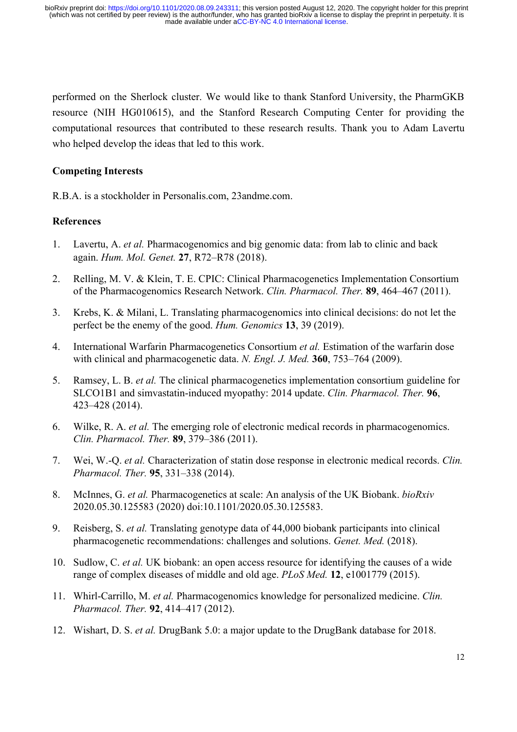performed on the Sherlock cluster. We would like to thank Stanford University, the PharmGKB resource (NIH HG010615), and the Stanford Research Computing Center for providing the computational resources that contributed to these research results. Thank you to Adam Lavertu who helped develop the ideas that led to this work.

## Competing Interests

R.B.A. is a stockholder in Personalis.com, 23andme.com.

## References

1. Lavertu, A. *et al.* Pharmacogenomics and big genomic data: from lab to clinic and back again. *Hum. Mol. Genet.* **27**, R72–R78 (2018).
2. Relling, M. V. & Klein, T. E. CPIC: Clinical Pharmacogenetics Implementation Consortium of the Pharmacogenomics Research Network. *Clin. Pharmacol. Ther.* **89**, 464–467 (2011).
3. Krebs, K. & Milani, L. Translating pharmacogenomics into clinical decisions: do not let the perfect be the enemy of the good. *Hum. Genomics* **13**, 39 (2019).
4. International Warfarin Pharmacogenetics Consortium *et al.* Estimation of the warfarin dose with clinical and pharmacogenetic data. *N. Engl. J. Med.* **360**, 753–764 (2009).
5. Ramsey, L. B. *et al.* The clinical pharmacogenetics implementation consortium guideline for SLCO1B1 and simvastatin-induced myopathy: 2014 update. *Clin. Pharmacol. Ther.* **96**, 423–428 (2014).
6. Wilke, R. A. *et al.* The emerging role of electronic medical records in pharmacogenomics. *Clin. Pharmacol. Ther.* **89**, 379–386 (2011).
7. Wei, W.-Q. *et al.* Characterization of statin dose response in electronic medical records. *Clin. Pharmacol. Ther.* **95**, 331–338 (2014).
8. McInnes, G. *et al.* Pharmacogenetics at scale: An analysis of the UK Biobank. *bioRxiv* 2020.05.30.125583 (2020) doi:10.1101/2020.05.30.125583.
9. Reisberg, S. *et al.* Translating genotype data of 44,000 biobank participants into clinical pharmacogenetic recommendations: challenges and solutions. *Genet. Med.* (2018).
10. Sudlow, C. *et al.* UK biobank: an open access resource for identifying the causes of a wide range of complex diseases of middle and old age. *PLoS Med.* **12**, e1001779 (2015).
11. Whirl-Carrillo, M. *et al.* Pharmacogenomics knowledge for personalized medicine. *Clin. Pharmacol. Ther.* **92**, 414–417 (2012).
12. Wishart, D. S. *et al.* DrugBank 5.0: a major update to the DrugBank database for 2018.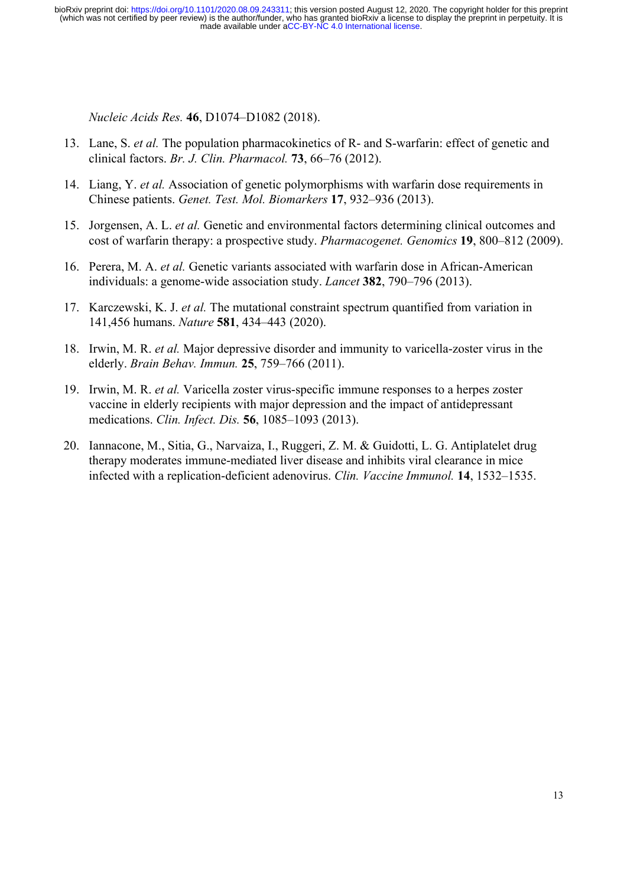*Nucleic Acids Res.* **46**, D1074–D1082 (2018).

13. Lane, S. *et al.* The population pharmacokinetics of R- and S-warfarin: effect of genetic and clinical factors. *Br. J. Clin. Pharmacol.* **73**, 66–76 (2012).
14. Liang, Y. *et al.* Association of genetic polymorphisms with warfarin dose requirements in Chinese patients. *Genet. Test. Mol. Biomarkers* **17**, 932–936 (2013).
15. Jorgensen, A. L. *et al.* Genetic and environmental factors determining clinical outcomes and cost of warfarin therapy: a prospective study. *Pharmacogenet. Genomics* **19**, 800–812 (2009).
16. Perera, M. A. *et al.* Genetic variants associated with warfarin dose in African-American individuals: a genome-wide association study. *Lancet* **382**, 790–796 (2013).
17. Karczewski, K. J. *et al.* The mutational constraint spectrum quantified from variation in 141,456 humans. *Nature* **581**, 434–443 (2020).
18. Irwin, M. R. *et al.* Major depressive disorder and immunity to varicella-zoster virus in the elderly. *Brain Behav. Immun.* **25**, 759–766 (2011).
19. Irwin, M. R. *et al.* Varicella zoster virus-specific immune responses to a herpes zoster vaccine in elderly recipients with major depression and the impact of antidepressant medications. *Clin. Infect. Dis.* **56**, 1085–1093 (2013).
20. Iannacone, M., Sitia, G., Narvaiza, I., Ruggeri, Z. M. & Guidotti, L. G. Antiplatelet drug therapy moderates immune-mediated liver disease and inhibits viral clearance in mice infected with a replication-deficient adenovirus. *Clin. Vaccine Immunol.* **14**, 1532–1535.